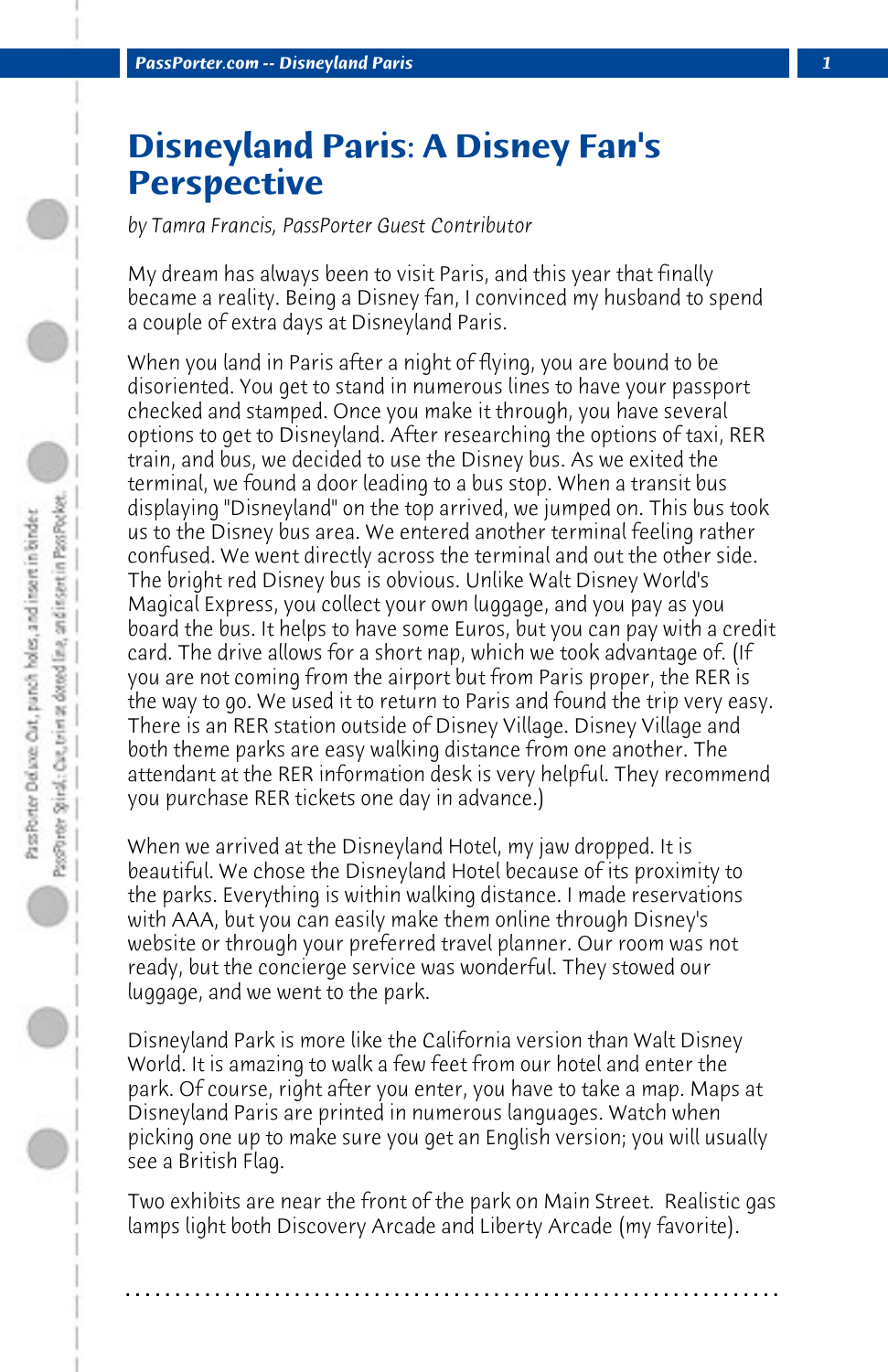# Disneyland Paris: A Disney Fan's Perspective

*by Tamra Francis, PassPorter Guest Contributor*

My dream has always been to visit Paris, and this year that finally became a reality. Being a Disney fan, I convinced my husband to spend a couple of extra days at Disneyland Paris.

When you land in Paris after a night of flying, you are bound to be disoriented. You get to stand in numerous lines to have your passport checked and stamped. Once you make it through, you have several options to get to Disneyland. After researching the options of taxi, RER train, and bus, we decided to use the Disney bus. As we exited the terminal, we found a door leading to a bus stop. When a transit bus displaying "Disneyland" on the top arrived, we jumped on. This bus took us to the Disney bus area. We entered another terminal feeling rather confused. We went directly across the terminal and out the other side. The bright red Disney bus is obvious. Unlike Walt Disney World's Magical Express, you collect your own luggage, and you pay as you board the bus. It helps to have some Euros, but you can pay with a credit card. The drive allows for a short nap, which we took advantage of. (If you are not coming from the airport but from Paris proper, the RER is the way to go. We used it to return to Paris and found the trip very easy. There is an RER station outside of Disney Village. Disney Village and both theme parks are easy walking distance from one another. The attendant at the RER information desk is very helpful. They recommend you purchase RER tickets one day in advance.)

When we arrived at the Disneyland Hotel, my jaw dropped. It is beautiful. We chose the Disneyland Hotel because of its proximity to the parks. Everything is within walking distance. I made reservations with AAA, but you can easily make them online through Disney's website or through your preferred travel planner. Our room was not ready, but the concierge service was wonderful. They stowed our luggage, and we went to the park.

Disneyland Park is more like the California version than Walt Disney World. It is amazing to walk a few feet from our hotel and enter the park. Of course, right after you enter, you have to take a map. Maps at Disneyland Paris are printed in numerous languages. Watch when picking one up to make sure you get an English version; you will usually see a British Flag.

Two exhibits are near the front of the park on Main Street. Realistic gas lamps light both Discovery Arcade and Liberty Arcade (my favorite).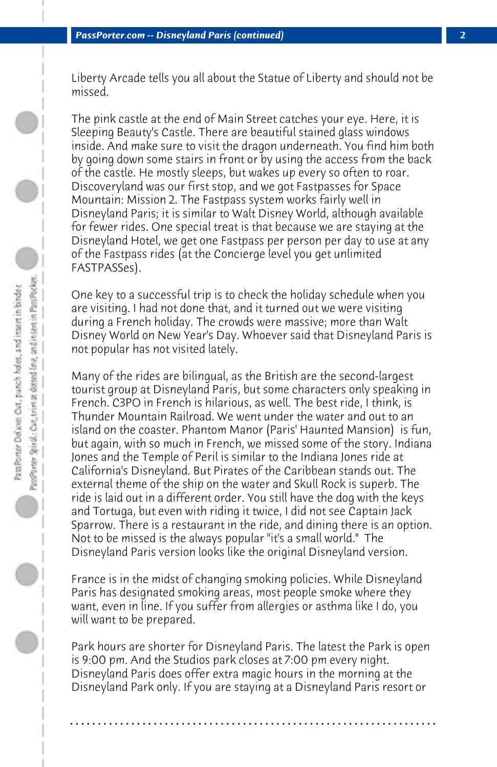Liberty Arcade tells you all about the Statue of Liberty and should not be missed.

The pink castle at the end of Main Street catches your eye. Here, it is Sleeping Beauty's Castle. There are beautiful stained glass windows inside. And make sure to visit the dragon underneath. You find him both by going down some stairs in front or by using the access from the back of the castle. He mostly sleeps, but wakes up every so often to roar. Discoveryland was our first stop, and we got Fastpasses for Space Mountain: Mission 2. The Fastpass system works fairly well in Disneyland Paris; it is similar to Walt Disney World, although available for fewer rides. One special treat is that because we are staying at the Disneyland Hotel, we get one Fastpass per person per day to use at any of the Fastpass rides (at the Concierge level you get unlimited FASTPASSes).

One key to a successful trip is to check the holiday schedule when you are visiting. I had not done that, and it turned out we were visiting during a French holiday. The crowds were massive; more than Walt Disney World on New Year's Day. Whoever said that Disneyland Paris is not popular has not visited lately.

Many of the rides are bilingual, as the British are the second-largest tourist group at Disneyland Paris, but some characters only speaking in French. C3PO in French is hilarious, as well. The best ride, I think, is Thunder Mountain Railroad. We went under the water and out to an island on the coaster. Phantom Manor (Paris' Haunted Mansion) is fun, but again, with so much in French, we missed some of the story. Indiana Jones and the Temple of Peril is similar to the Indiana Jones ride at California's Disneyland. But Pirates of the Caribbean stands out. The external theme of the ship on the water and Skull Rock is superb. The ride is laid out in a different order. You still have the dog with the keys and Tortuga, but even with riding it twice, I did not see Captain Jack Sparrow. There is a restaurant in the ride, and dining there is an option. Not to be missed is the always popular "it's a small world." The Disneyland Paris version looks like the original Disneyland version.

France is in the midst of changing smoking policies. While Disneyland Paris has designated smoking areas, most people smoke where they want, even in line. If you suffer from allergies or asthma like I do, you will want to be prepared.

Park hours are shorter for Disneyland Paris. The latest the Park is open is 9:00 pm. And the Studios park closes at 7:00 pm every night. Disneyland Paris does offer extra magic hours in the morning at the Disneyland Park only. If you are staying at a Disneyland Paris resort or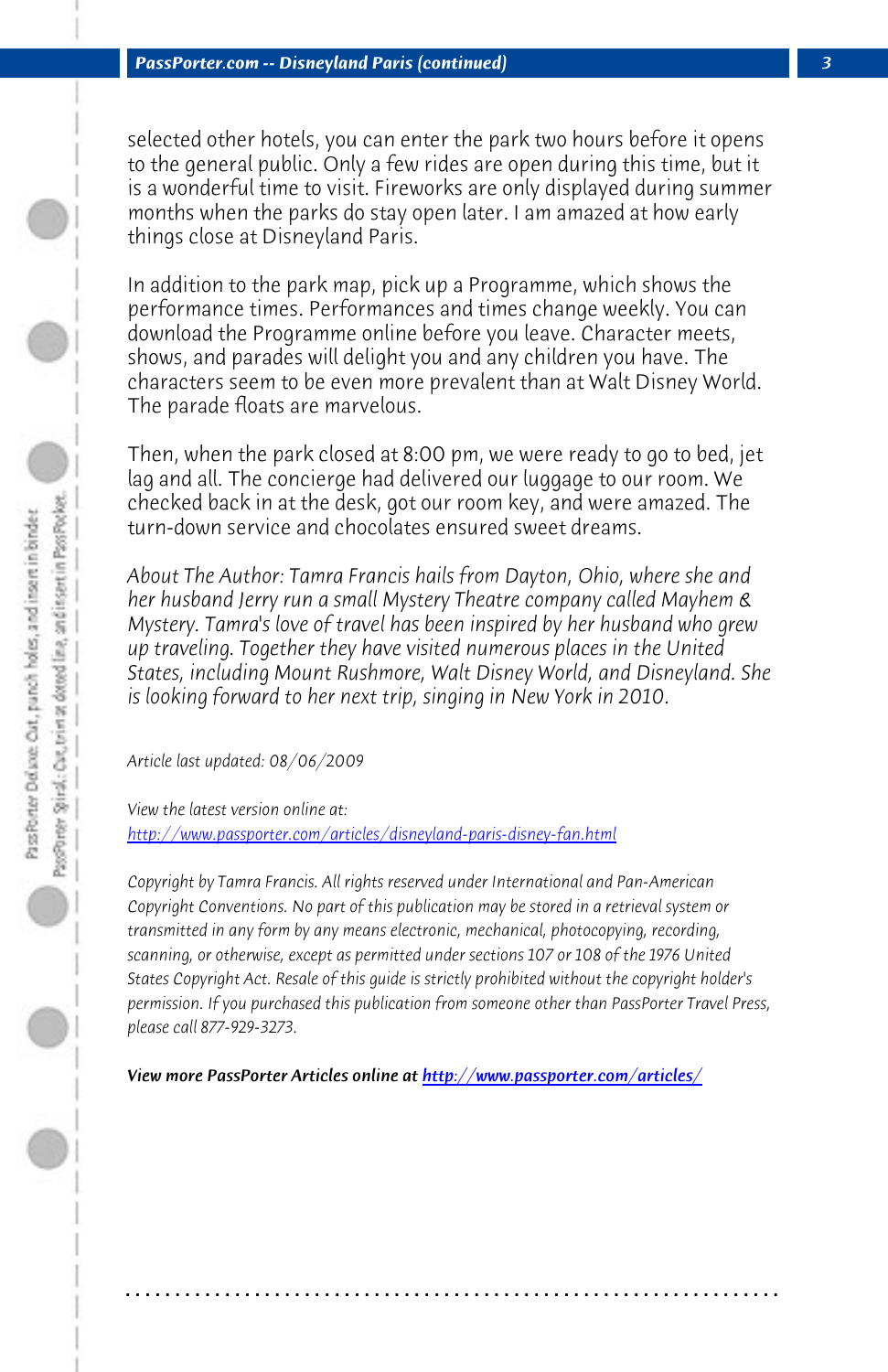selected other hotels, you can enter the park two hours before it opens to the general public. Only a few rides are open during this time, but it is a wonderful time to visit. Fireworks are only displayed during summer months when the parks do stay open later. I am amazed at how early things close at Disneyland Paris.

In addition to the park map, pick up a Programme, which shows the performance times. Performances and times change weekly. You can download the Programme online before you leave. Character meets, shows, and parades will delight you and any children you have. The characters seem to be even more prevalent than at Walt Disney World. The parade floats are marvelous.

Then, when the park closed at 8:00 pm, we were ready to go to bed, jet lag and all. The concierge had delivered our luggage to our room. We checked back in at the desk, got our room key, and were amazed. The turn-down service and chocolates ensured sweet dreams.

*About The Author: Tamra Francis hails from Dayton, Ohio, where she and her husband Jerry run a small Mystery Theatre company called Mayhem & Mystery. Tamra's love of travel has been inspired by her husband who grew up traveling. Together they have visited numerous places in the United States, including Mount Rushmore, Walt Disney World, and Disneyland. She is looking forward to her next trip, singing in New York in 2010.*

*Article last updated: 08/06/2009*

*View the latest version online at:*
*http://www.passporter.com/articles/disneyland-paris-disney-fan.html*

*Copyright by Tamra Francis. All rights reserved under International and Pan-American Copyright Conventions. No part of this publication may be stored in a retrieval system or transmitted in any form by any means electronic, mechanical, photocopying, recording, scanning, or otherwise, except as permitted under sections 107 or 108 of the 1976 United States Copyright Act. Resale of this guide is strictly prohibited without the copyright holder's permission. If you purchased this publication from someone other than PassPorter Travel Press, please call 877-929-3273.*

***View more PassPorter Articles online at http://www.passporter.com/articles/***